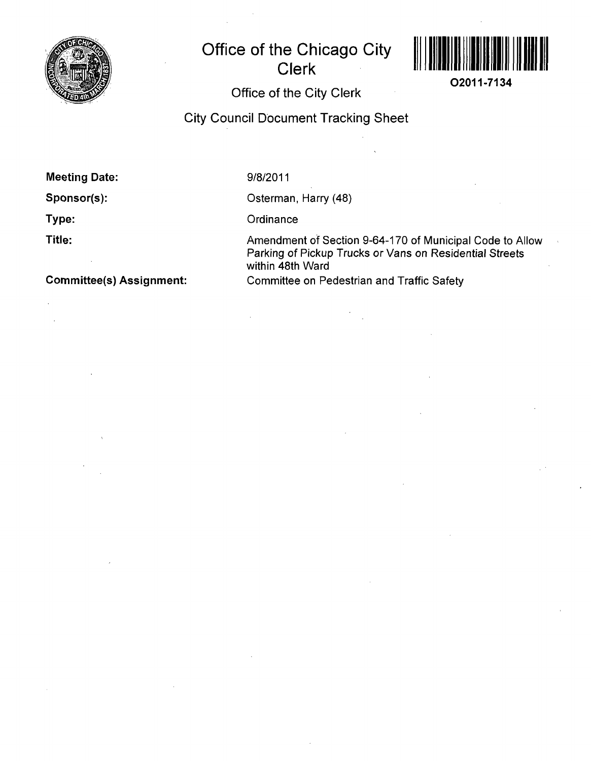# Office of the Chicago City Clerk

O2011-7134

## Office of the City Clerk

## City Council Document Tracking Sheet

**Meeting Date:** 9/8/2011

**Sponsor(s):** Osterman, Harry (48)

**Type:** Ordinance

**Title:** Amendment of Section 9-64-170 of Municipal Code to Allow Parking of Pickup Trucks or Vans on Residential Streets within 48th Ward

**Committee(s) Assignment:** Committee on Pedestrian and Traffic Safety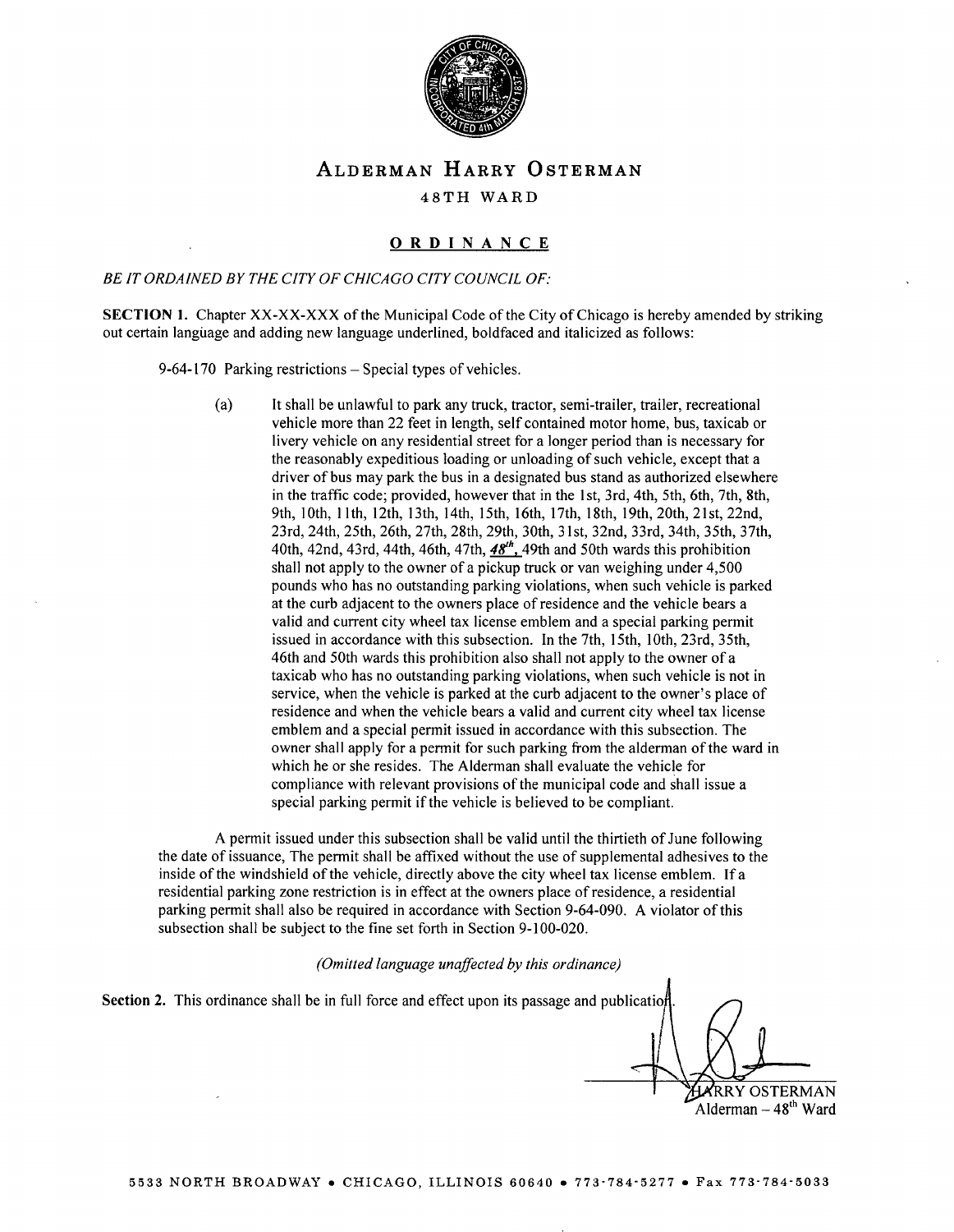# ALDERMAN HARRY OSTERMAN

## 48TH WARD

### ORDINANCE

*BE IT ORDAINED BY THE CITY OF CHICAGO CITY COUNCIL OF:*

**SECTION 1.** Chapter XX-XX-XXX of the Municipal Code of the City of Chicago is hereby amended by striking out certain language and adding new language underlined, boldfaced and italicized as follows:

9-64-170 Parking restrictions – Special types of vehicles.

(a) It shall be unlawful to park any truck, tractor, semi-trailer, trailer, recreational vehicle more than 22 feet in length, self contained motor home, bus, taxicab or livery vehicle on any residential street for a longer period than is necessary for the reasonably expeditious loading or unloading of such vehicle, except that a driver of bus may park the bus in a designated bus stand as authorized elsewhere in the traffic code; provided, however that in the 1st, 3rd, 4th, 5th, 6th, 7th, 8th, 9th, 10th, 11th, 12th, 13th, 14th, 15th, 16th, 17th, 18th, 19th, 20th, 21st, 22nd, 23rd, 24th, 25th, 26th, 27th, 28th, 29th, 30th, 31st, 32nd, 33rd, 34th, 35th, 37th, 40th, 42nd, 43rd, 44th, 46th, 47th, ***<u>48th,</u>*** 49th and 50th wards this prohibition shall not apply to the owner of a pickup truck or van weighing under 4,500 pounds who has no outstanding parking violations, when such vehicle is parked at the curb adjacent to the owners place of residence and the vehicle bears a valid and current city wheel tax license emblem and a special parking permit issued in accordance with this subsection. In the 7th, 15th, 10th, 23rd, 35th, 46th and 50th wards this prohibition also shall not apply to the owner of a taxicab who has no outstanding parking violations, when such vehicle is not in service, when the vehicle is parked at the curb adjacent to the owner's place of residence and when the vehicle bears a valid and current city wheel tax license emblem and a special permit issued in accordance with this subsection. The owner shall apply for a permit for such parking from the alderman of the ward in which he or she resides. The Alderman shall evaluate the vehicle for compliance with relevant provisions of the municipal code and shall issue a special parking permit if the vehicle is believed to be compliant.

A permit issued under this subsection shall be valid until the thirtieth of June following the date of issuance, The permit shall be affixed without the use of supplemental adhesives to the inside of the windshield of the vehicle, directly above the city wheel tax license emblem. If a residential parking zone restriction is in effect at the owners place of residence, a residential parking permit shall also be required in accordance with Section 9-64-090. A violator of this subsection shall be subject to the fine set forth in Section 9-100-020.

*(Omitted language unaffected by this ordinance)*

**Section 2.** This ordinance shall be in full force and effect upon its passage and publication.

HARRY OSTERMAN
Alderman – 48th Ward

5533 NORTH BROADWAY • CHICAGO, ILLINOIS 60640 • 773-784-5277 • Fax 773-784-5033